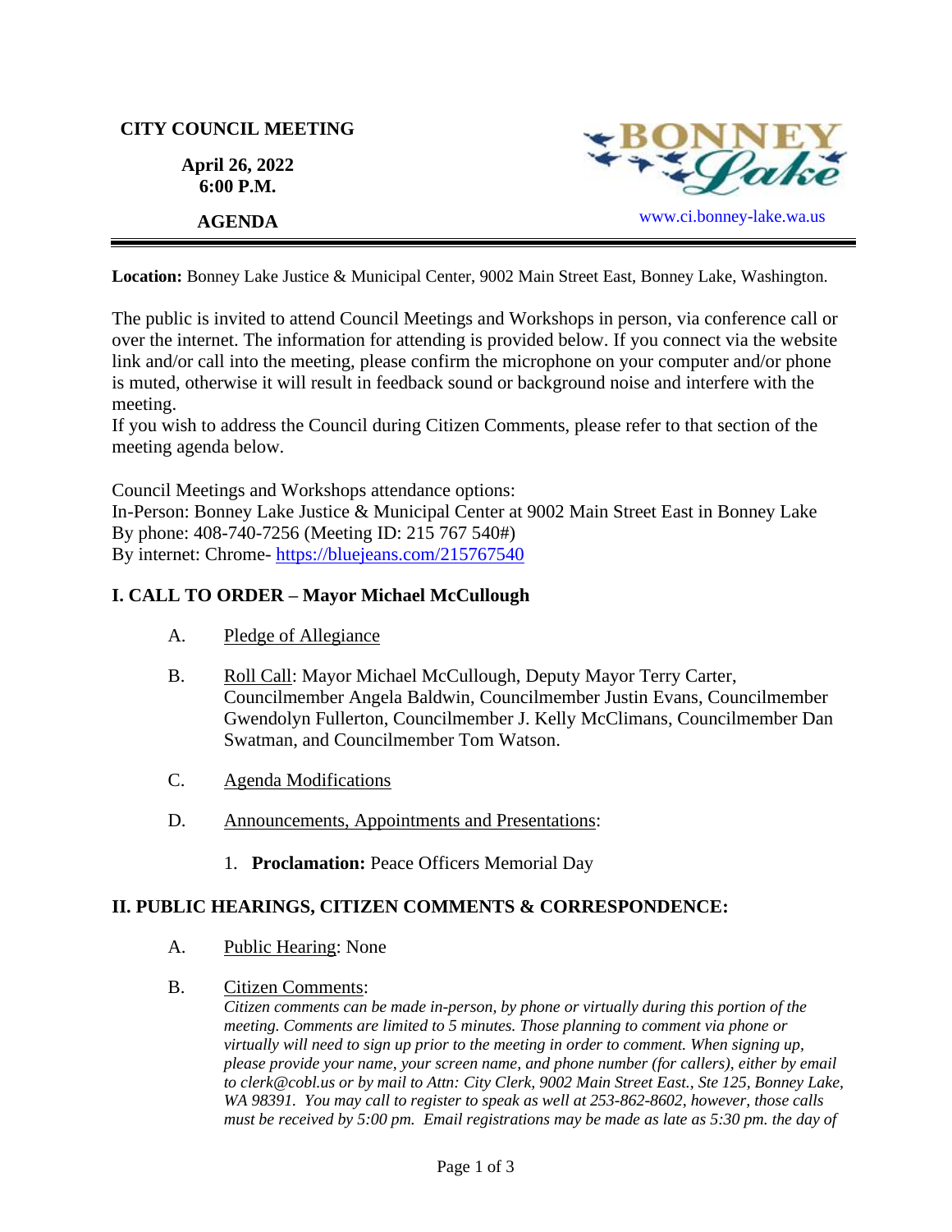**CITY COUNCIL MEETING**

**April 26, 2022**
**6:00 P.M.**

**AGENDA**

www.ci.bonney-lake.wa.us

---

**Location:** Bonney Lake Justice & Municipal Center, 9002 Main Street East, Bonney Lake, Washington.

The public is invited to attend Council Meetings and Workshops in person, via conference call or over the internet. The information for attending is provided below. If you connect via the website link and/or call into the meeting, please confirm the microphone on your computer and/or phone is muted, otherwise it will result in feedback sound or background noise and interfere with the meeting.
If you wish to address the Council during Citizen Comments, please refer to that section of the meeting agenda below.

Council Meetings and Workshops attendance options:
In-Person: Bonney Lake Justice & Municipal Center at 9002 Main Street East in Bonney Lake
By phone: 408-740-7256 (Meeting ID: 215 767 540#)
By internet: Chrome- [https://bluejeans.com/215767540](https://bluejeans.com/215767540)

## I. CALL TO ORDER – Mayor Michael McCullough

A. Pledge of Allegiance

B. Roll Call: Mayor Michael McCullough, Deputy Mayor Terry Carter, Councilmember Angela Baldwin, Councilmember Justin Evans, Councilmember Gwendolyn Fullerton, Councilmember J. Kelly McClimans, Councilmember Dan Swatman, and Councilmember Tom Watson.

C. Agenda Modifications

D. Announcements, Appointments and Presentations:

1. **Proclamation:** Peace Officers Memorial Day

## II. PUBLIC HEARINGS, CITIZEN COMMENTS & CORRESPONDENCE:

A. Public Hearing: None

B. Citizen Comments:
*Citizen comments can be made in-person, by phone or virtually during this portion of the meeting. Comments are limited to 5 minutes. Those planning to comment via phone or virtually will need to sign up prior to the meeting in order to comment. When signing up, please provide your name, your screen name, and phone number (for callers), either by email to clerk@cobl.us or by mail to Attn: City Clerk, 9002 Main Street East., Ste 125, Bonney Lake, WA 98391. You may call to register to speak as well at 253-862-8602, however, those calls must be received by 5:00 pm. Email registrations may be made as late as 5:30 pm. the day of*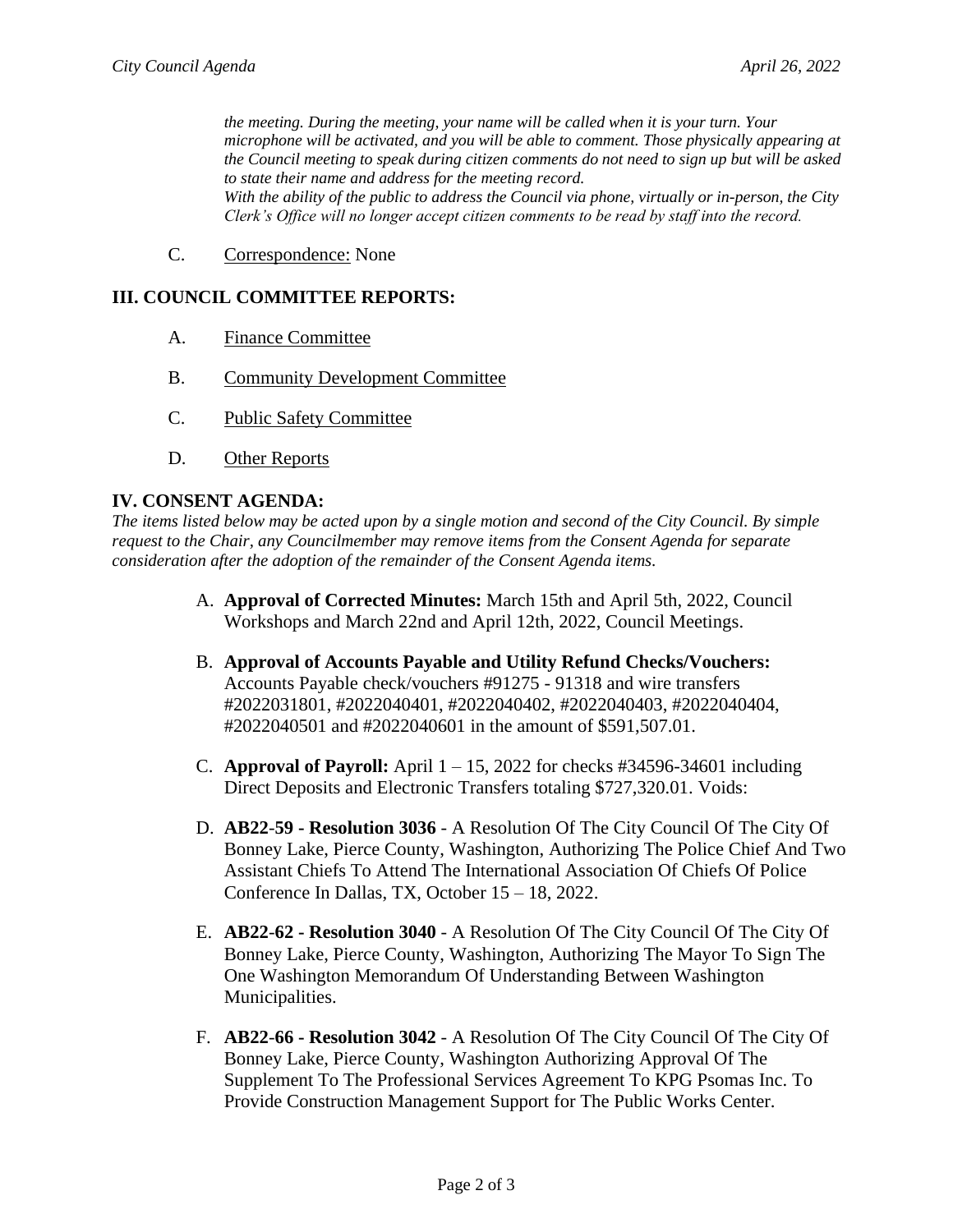*the meeting. During the meeting, your name will be called when it is your turn. Your microphone will be activated, and you will be able to comment. Those physically appearing at the Council meeting to speak during citizen comments do not need to sign up but will be asked to state their name and address for the meeting record.*
*With the ability of the public to address the Council via phone, virtually or in-person, the City Clerk's Office will no longer accept citizen comments to be read by staff into the record.*

C. Correspondence: None

## III. COUNCIL COMMITTEE REPORTS:

A. Finance Committee

B. Community Development Committee

C. Public Safety Committee

D. Other Reports

## IV. CONSENT AGENDA:

*The items listed below may be acted upon by a single motion and second of the City Council. By simple request to the Chair, any Councilmember may remove items from the Consent Agenda for separate consideration after the adoption of the remainder of the Consent Agenda items.*

A. **Approval of Corrected Minutes:** March 15th and April 5th, 2022, Council Workshops and March 22nd and April 12th, 2022, Council Meetings.

B. **Approval of Accounts Payable and Utility Refund Checks/Vouchers:** Accounts Payable check/vouchers #91275 - 91318 and wire transfers #2022031801, #2022040401, #2022040402, #2022040403, #2022040404, #2022040501 and #2022040601 in the amount of $591,507.01.

C. **Approval of Payroll:** April 1 – 15, 2022 for checks #34596-34601 including Direct Deposits and Electronic Transfers totaling $727,320.01. Voids:

D. **AB22-59 - Resolution 3036** - A Resolution Of The City Council Of The City Of Bonney Lake, Pierce County, Washington, Authorizing The Police Chief And Two Assistant Chiefs To Attend The International Association Of Chiefs Of Police Conference In Dallas, TX, October 15 – 18, 2022.

E. **AB22-62 - Resolution 3040** - A Resolution Of The City Council Of The City Of Bonney Lake, Pierce County, Washington, Authorizing The Mayor To Sign The One Washington Memorandum Of Understanding Between Washington Municipalities.

F. **AB22-66 - Resolution 3042** - A Resolution Of The City Council Of The City Of Bonney Lake, Pierce County, Washington Authorizing Approval Of The Supplement To The Professional Services Agreement To KPG Psomas Inc. To Provide Construction Management Support for The Public Works Center.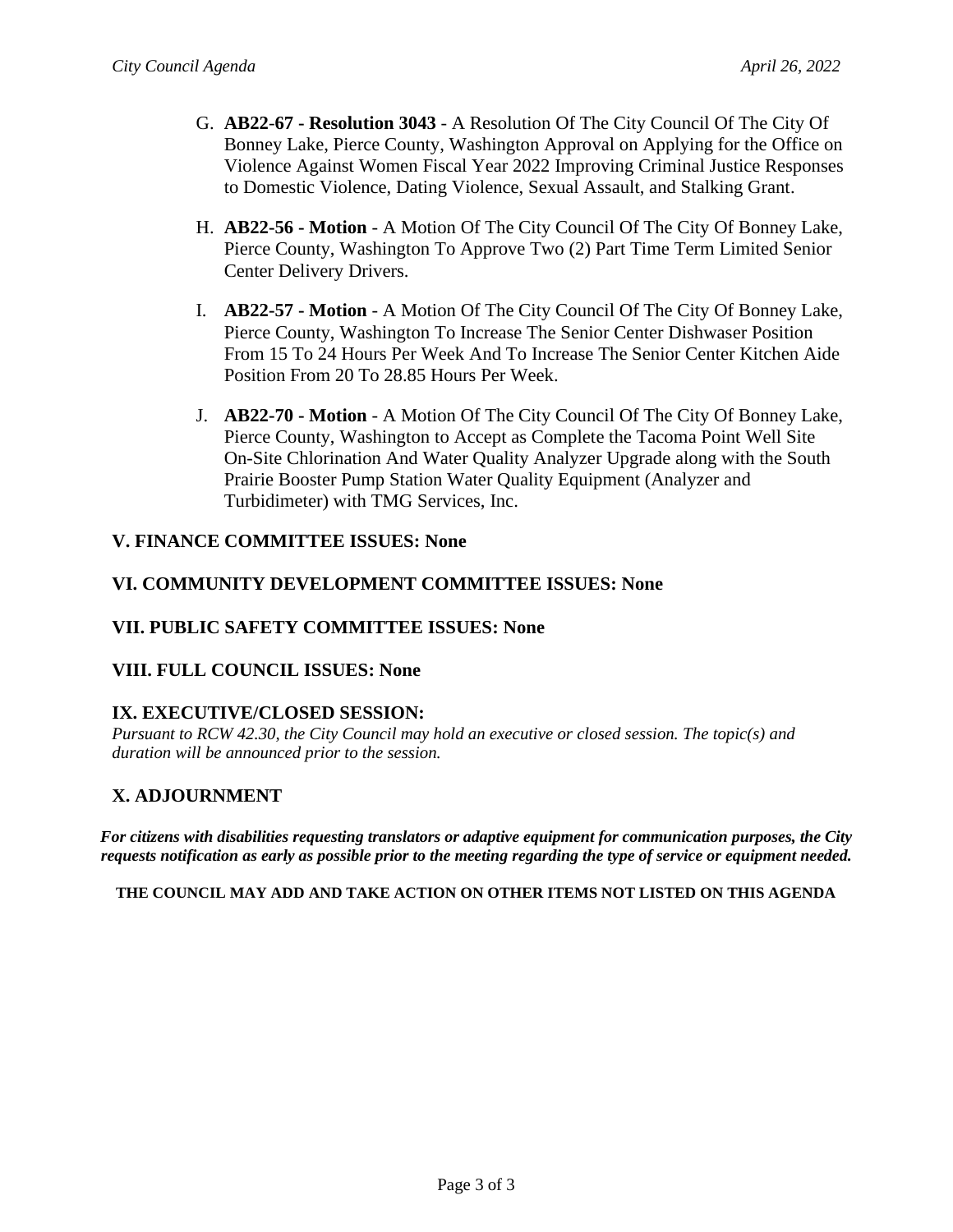G. **AB22-67 - Resolution 3043** - A Resolution Of The City Council Of The City Of Bonney Lake, Pierce County, Washington Approval on Applying for the Office on Violence Against Women Fiscal Year 2022 Improving Criminal Justice Responses to Domestic Violence, Dating Violence, Sexual Assault, and Stalking Grant.

H. **AB22-56 - Motion** - A Motion Of The City Council Of The City Of Bonney Lake, Pierce County, Washington To Approve Two (2) Part Time Term Limited Senior Center Delivery Drivers.

I. **AB22-57 - Motion** - A Motion Of The City Council Of The City Of Bonney Lake, Pierce County, Washington To Increase The Senior Center Dishwaser Position From 15 To 24 Hours Per Week And To Increase The Senior Center Kitchen Aide Position From 20 To 28.85 Hours Per Week.

J. **AB22-70 - Motion** - A Motion Of The City Council Of The City Of Bonney Lake, Pierce County, Washington to Accept as Complete the Tacoma Point Well Site On-Site Chlorination And Water Quality Analyzer Upgrade along with the South Prairie Booster Pump Station Water Quality Equipment (Analyzer and Turbidimeter) with TMG Services, Inc.

## V. FINANCE COMMITTEE ISSUES: None

## VI. COMMUNITY DEVELOPMENT COMMITTEE ISSUES: None

## VII. PUBLIC SAFETY COMMITTEE ISSUES: None

## VIII. FULL COUNCIL ISSUES: None

## IX. EXECUTIVE/CLOSED SESSION:

*Pursuant to RCW 42.30, the City Council may hold an executive or closed session. The topic(s) and duration will be announced prior to the session.*

## X. ADJOURNMENT

***For citizens with disabilities requesting translators or adaptive equipment for communication purposes, the City requests notification as early as possible prior to the meeting regarding the type of service or equipment needed.***

**THE COUNCIL MAY ADD AND TAKE ACTION ON OTHER ITEMS NOT LISTED ON THIS AGENDA**